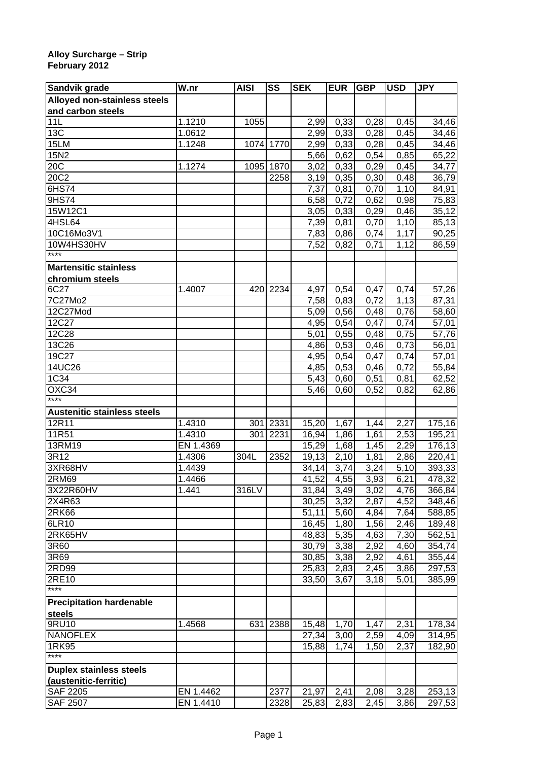**Alloy Surcharge – Strip**
**February 2012**

| Sandvik grade | W.nr | AISI | SS | SEK | EUR | GBP | USD | JPY |
|---|---|---|---|---|---|---|---|---|
| **Alloyed non-stainless steels and carbon steels** | | | | | | | | |
| 11L | 1.1210 | 1055 | | 2,99 | 0,33 | 0,28 | 0,45 | 34,46 |
| 13C | 1.0612 | | | 2,99 | 0,33 | 0,28 | 0,45 | 34,46 |
| 15LM | 1.1248 | 1074 | 1770 | 2,99 | 0,33 | 0,28 | 0,45 | 34,46 |
| 15N2 | | | | 5,66 | 0,62 | 0,54 | 0,85 | 65,22 |
| 20C | 1.1274 | 1095 | 1870 | 3,02 | 0,33 | 0,29 | 0,45 | 34,77 |
| 20C2 | | | 2258 | 3,19 | 0,35 | 0,30 | 0,48 | 36,79 |
| 6HS74 | | | | 7,37 | 0,81 | 0,70 | 1,10 | 84,91 |
| 9HS74 | | | | 6,58 | 0,72 | 0,62 | 0,98 | 75,83 |
| 15W12C1 | | | | 3,05 | 0,33 | 0,29 | 0,46 | 35,12 |
| 4HSL64 | | | | 7,39 | 0,81 | 0,70 | 1,10 | 85,13 |
| 10C16Mo3V1 | | | | 7,83 | 0,86 | 0,74 | 1,17 | 90,25 |
| 10W4HS30HV | | | | 7,52 | 0,82 | 0,71 | 1,12 | 86,59 |
| **** | | | | | | | | |
| **Martensitic stainless chromium steels** | | | | | | | | |
| 6C27 | 1.4007 | 420 | 2234 | 4,97 | 0,54 | 0,47 | 0,74 | 57,26 |
| 7C27Mo2 | | | | 7,58 | 0,83 | 0,72 | 1,13 | 87,31 |
| 12C27Mod | | | | 5,09 | 0,56 | 0,48 | 0,76 | 58,60 |
| 12C27 | | | | 4,95 | 0,54 | 0,47 | 0,74 | 57,01 |
| 12C28 | | | | 5,01 | 0,55 | 0,48 | 0,75 | 57,76 |
| 13C26 | | | | 4,86 | 0,53 | 0,46 | 0,73 | 56,01 |
| 19C27 | | | | 4,95 | 0,54 | 0,47 | 0,74 | 57,01 |
| 14UC26 | | | | 4,85 | 0,53 | 0,46 | 0,72 | 55,84 |
| 1C34 | | | | 5,43 | 0,60 | 0,51 | 0,81 | 62,52 |
| OXC34 | | | | 5,46 | 0,60 | 0,52 | 0,82 | 62,86 |
| **** | | | | | | | | |
| **Austenitic stainless steels** | | | | | | | | |
| 12R11 | 1.4310 | 301 | 2331 | 15,20 | 1,67 | 1,44 | 2,27 | 175,16 |
| 11R51 | 1.4310 | 301 | 2231 | 16,94 | 1,86 | 1,61 | 2,53 | 195,21 |
| 13RM19 | EN 1.4369 | | | 15,29 | 1,68 | 1,45 | 2,29 | 176,13 |
| 3R12 | 1.4306 | 304L | 2352 | 19,13 | 2,10 | 1,81 | 2,86 | 220,41 |
| 3XR68HV | 1.4439 | | | 34,14 | 3,74 | 3,24 | 5,10 | 393,33 |
| 2RM69 | 1.4466 | | | 41,52 | 4,55 | 3,93 | 6,21 | 478,32 |
| 3X22R60HV | 1.441 | 316LV | | 31,84 | 3,49 | 3,02 | 4,76 | 366,84 |
| 2X4R63 | | | | 30,25 | 3,32 | 2,87 | 4,52 | 348,46 |
| 2RK66 | | | | 51,11 | 5,60 | 4,84 | 7,64 | 588,85 |
| 6LR10 | | | | 16,45 | 1,80 | 1,56 | 2,46 | 189,48 |
| 2RK65HV | | | | 48,83 | 5,35 | 4,63 | 7,30 | 562,51 |
| 3R60 | | | | 30,79 | 3,38 | 2,92 | 4,60 | 354,74 |
| 3R69 | | | | 30,85 | 3,38 | 2,92 | 4,61 | 355,44 |
| 2RD99 | | | | 25,83 | 2,83 | 2,45 | 3,86 | 297,53 |
| 2RE10 | | | | 33,50 | 3,67 | 3,18 | 5,01 | 385,99 |
| **** | | | | | | | | |
| **Precipitation hardenable steels** | | | | | | | | |
| 9RU10 | 1.4568 | 631 | 2388 | 15,48 | 1,70 | 1,47 | 2,31 | 178,34 |
| NANOFLEX | | | | 27,34 | 3,00 | 2,59 | 4,09 | 314,95 |
| 1RK95 | | | | 15,88 | 1,74 | 1,50 | 2,37 | 182,90 |
| **** | | | | | | | | |
| **Duplex stainless steels (austenitic-ferritic)** | | | | | | | | |
| SAF 2205 | EN 1.4462 | | 2377 | 21,97 | 2,41 | 2,08 | 3,28 | 253,13 |
| SAF 2507 | EN 1.4410 | | 2328 | 25,83 | 2,83 | 2,45 | 3,86 | 297,53 |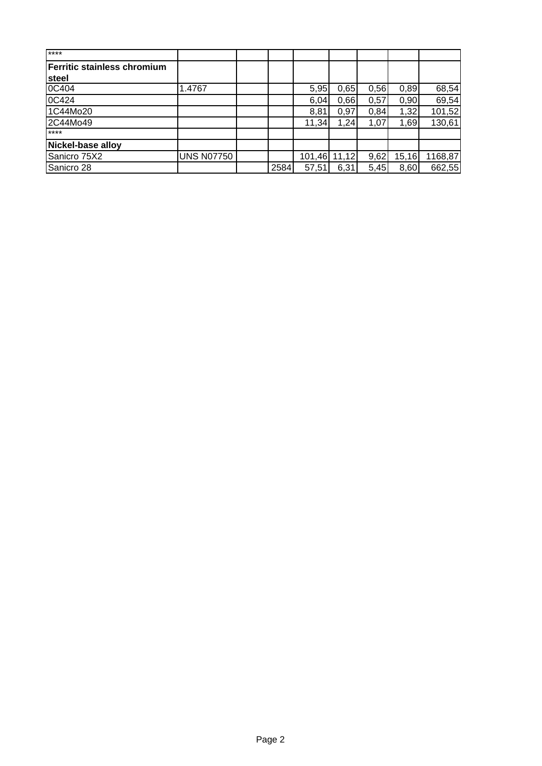| | | | | | | | | |
|---|---|---|---|---|---|---|---|---|
| **** | | | | | | | | |
| **Ferritic stainless chromium steel** | | | | | | | | |
| 0C404 | 1.4767 | | | 5,95 | 0,65 | 0,56 | 0,89 | 68,54 |
| 0C424 | | | | 6,04 | 0,66 | 0,57 | 0,90 | 69,54 |
| 1C44Mo20 | | | | 8,81 | 0,97 | 0,84 | 1,32 | 101,52 |
| 2C44Mo49 | | | | 11,34 | 1,24 | 1,07 | 1,69 | 130,61 |
| **** | | | | | | | | |
| **Nickel-base alloy** | | | | | | | | |
| Sanicro 75X2 | UNS N07750 | | | 101,46 | 11,12 | 9,62 | 15,16 | 1168,87 |
| Sanicro 28 | | | 2584 | 57,51 | 6,31 | 5,45 | 8,60 | 662,55 |